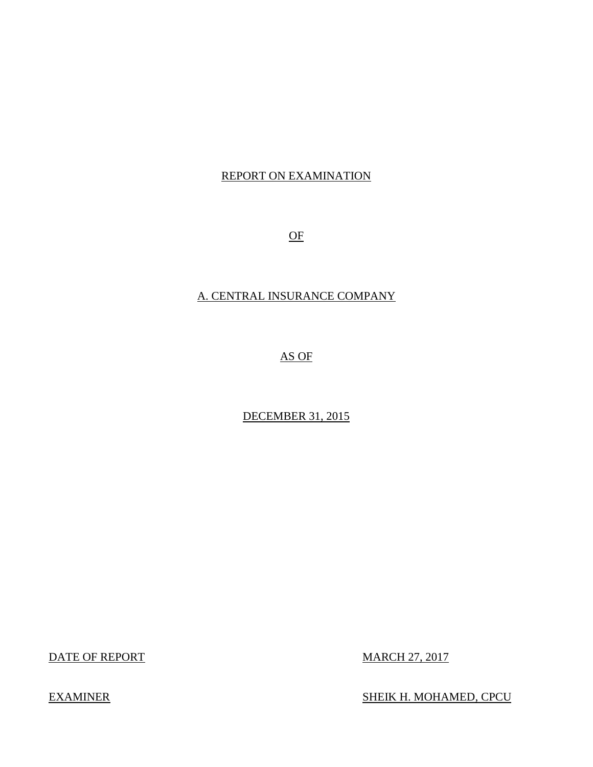REPORT ON EXAMINATION

OF

A. CENTRAL INSURANCE COMPANY

AS OF

DECEMBER 31, 2015

| DATE OF REPORT | MARCH 27, 2017 |
|---|---|
| EXAMINER | SHEIK H. MOHAMED, CPCU |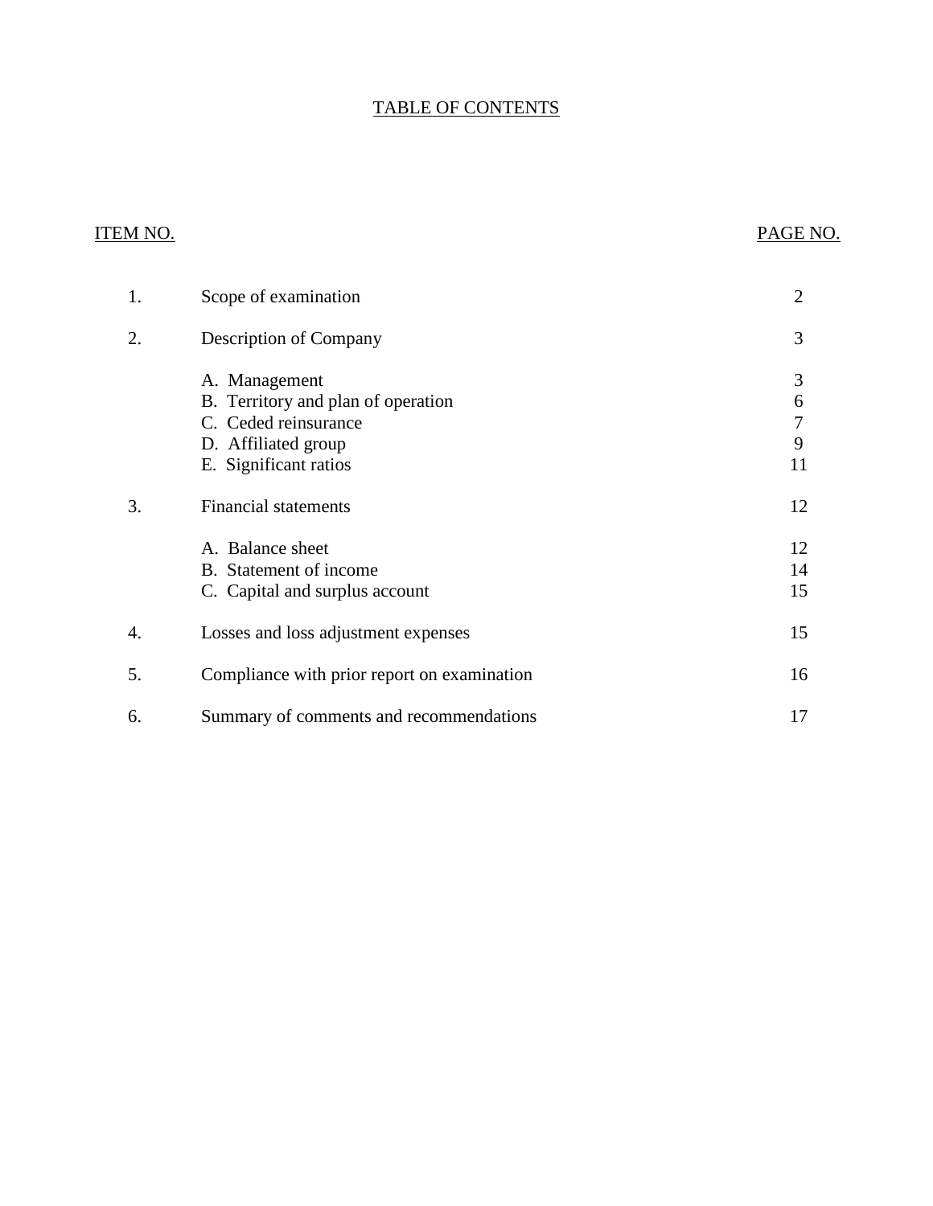# TABLE OF CONTENTS

| ITEM NO. | | PAGE NO. |
|---|---|---|
| 1. | Scope of examination | 2 |
| 2. | Description of Company | 3 |
| | A. Management | 3 |
| | B. Territory and plan of operation | 6 |
| | C. Ceded reinsurance | 7 |
| | D. Affiliated group | 9 |
| | E. Significant ratios | 11 |
| 3. | Financial statements | 12 |
| | A. Balance sheet | 12 |
| | B. Statement of income | 14 |
| | C. Capital and surplus account | 15 |
| 4. | Losses and loss adjustment expenses | 15 |
| 5. | Compliance with prior report on examination | 16 |
| 6. | Summary of comments and recommendations | 17 |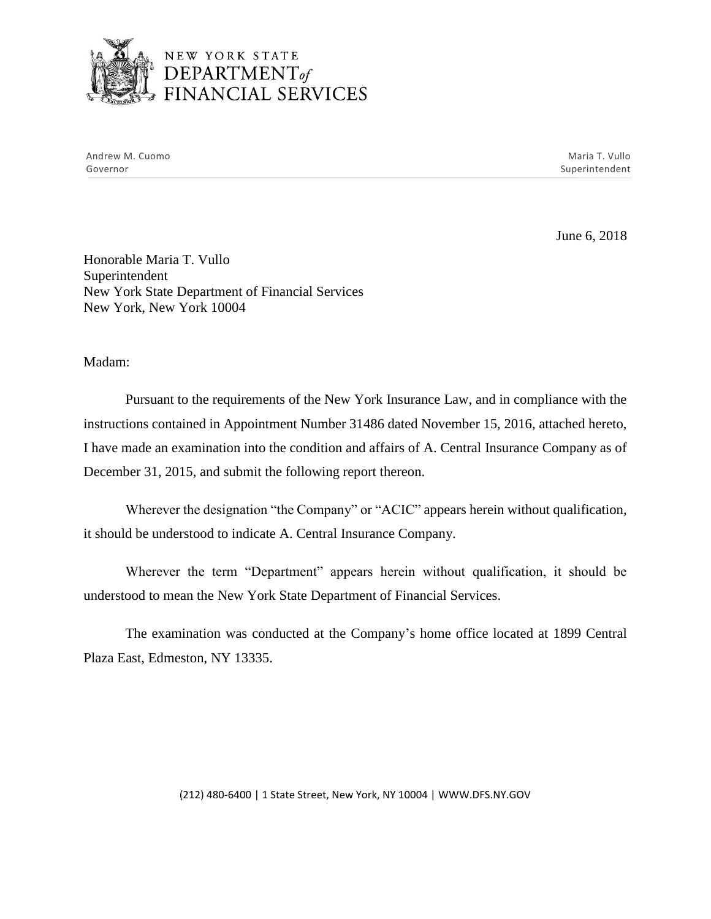NEW YORK STATE
DEPARTMENT of FINANCIAL SERVICES

Andrew M. Cuomo
Governor

Maria T. Vullo
Superintendent

June 6, 2018

Honorable Maria T. Vullo
Superintendent
New York State Department of Financial Services
New York, New York 10004

Madam:

Pursuant to the requirements of the New York Insurance Law, and in compliance with the instructions contained in Appointment Number 31486 dated November 15, 2016, attached hereto, I have made an examination into the condition and affairs of A. Central Insurance Company as of December 31, 2015, and submit the following report thereon.

Wherever the designation "the Company" or "ACIC" appears herein without qualification, it should be understood to indicate A. Central Insurance Company.

Wherever the term "Department" appears herein without qualification, it should be understood to mean the New York State Department of Financial Services.

The examination was conducted at the Company's home office located at 1899 Central Plaza East, Edmeston, NY 13335.

(212) 480-6400 | 1 State Street, New York, NY 10004 | WWW.DFS.NY.GOV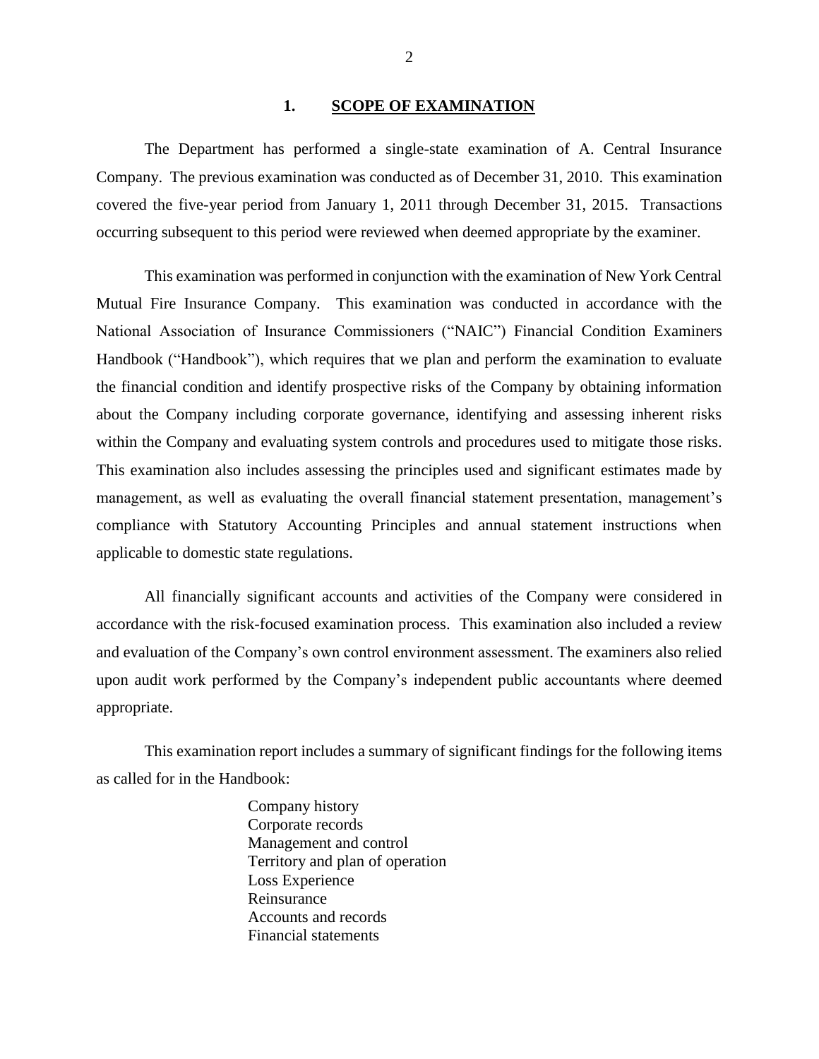## 1. SCOPE OF EXAMINATION

The Department has performed a single-state examination of A. Central Insurance Company. The previous examination was conducted as of December 31, 2010. This examination covered the five-year period from January 1, 2011 through December 31, 2015. Transactions occurring subsequent to this period were reviewed when deemed appropriate by the examiner.

This examination was performed in conjunction with the examination of New York Central Mutual Fire Insurance Company. This examination was conducted in accordance with the National Association of Insurance Commissioners ("NAIC") Financial Condition Examiners Handbook ("Handbook"), which requires that we plan and perform the examination to evaluate the financial condition and identify prospective risks of the Company by obtaining information about the Company including corporate governance, identifying and assessing inherent risks within the Company and evaluating system controls and procedures used to mitigate those risks. This examination also includes assessing the principles used and significant estimates made by management, as well as evaluating the overall financial statement presentation, management's compliance with Statutory Accounting Principles and annual statement instructions when applicable to domestic state regulations.

All financially significant accounts and activities of the Company were considered in accordance with the risk-focused examination process. This examination also included a review and evaluation of the Company's own control environment assessment. The examiners also relied upon audit work performed by the Company's independent public accountants where deemed appropriate.

This examination report includes a summary of significant findings for the following items as called for in the Handbook:

- Company history
- Corporate records
- Management and control
- Territory and plan of operation
- Loss Experience
- Reinsurance
- Accounts and records
- Financial statements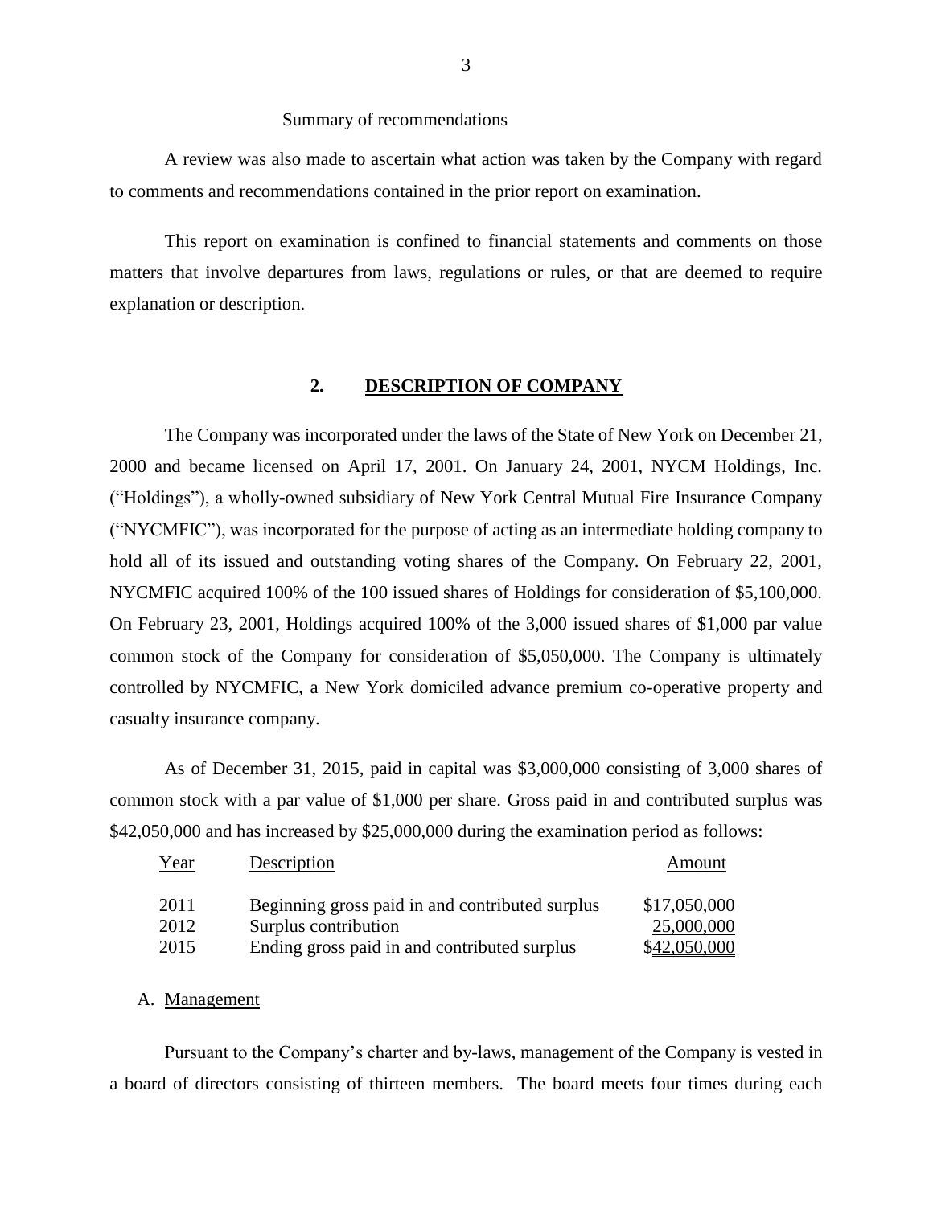Summary of recommendations

A review was also made to ascertain what action was taken by the Company with regard to comments and recommendations contained in the prior report on examination.

This report on examination is confined to financial statements and comments on those matters that involve departures from laws, regulations or rules, or that are deemed to require explanation or description.

## 2. DESCRIPTION OF COMPANY

The Company was incorporated under the laws of the State of New York on December 21, 2000 and became licensed on April 17, 2001. On January 24, 2001, NYCM Holdings, Inc. ("Holdings"), a wholly-owned subsidiary of New York Central Mutual Fire Insurance Company ("NYCMFIC"), was incorporated for the purpose of acting as an intermediate holding company to hold all of its issued and outstanding voting shares of the Company. On February 22, 2001, NYCMFIC acquired 100% of the 100 issued shares of Holdings for consideration of $5,100,000. On February 23, 2001, Holdings acquired 100% of the 3,000 issued shares of $1,000 par value common stock of the Company for consideration of $5,050,000. The Company is ultimately controlled by NYCMFIC, a New York domiciled advance premium co-operative property and casualty insurance company.

As of December 31, 2015, paid in capital was $3,000,000 consisting of 3,000 shares of common stock with a par value of $1,000 per share. Gross paid in and contributed surplus was $42,050,000 and has increased by $25,000,000 during the examination period as follows:

| Year | Description | Amount |
|---|---|---|
| 2011 | Beginning gross paid in and contributed surplus | $17,050,000 |
| 2012 | Surplus contribution | 25,000,000 |
| 2015 | Ending gross paid in and contributed surplus | $42,050,000 |

A. Management

Pursuant to the Company's charter and by-laws, management of the Company is vested in a board of directors consisting of thirteen members. The board meets four times during each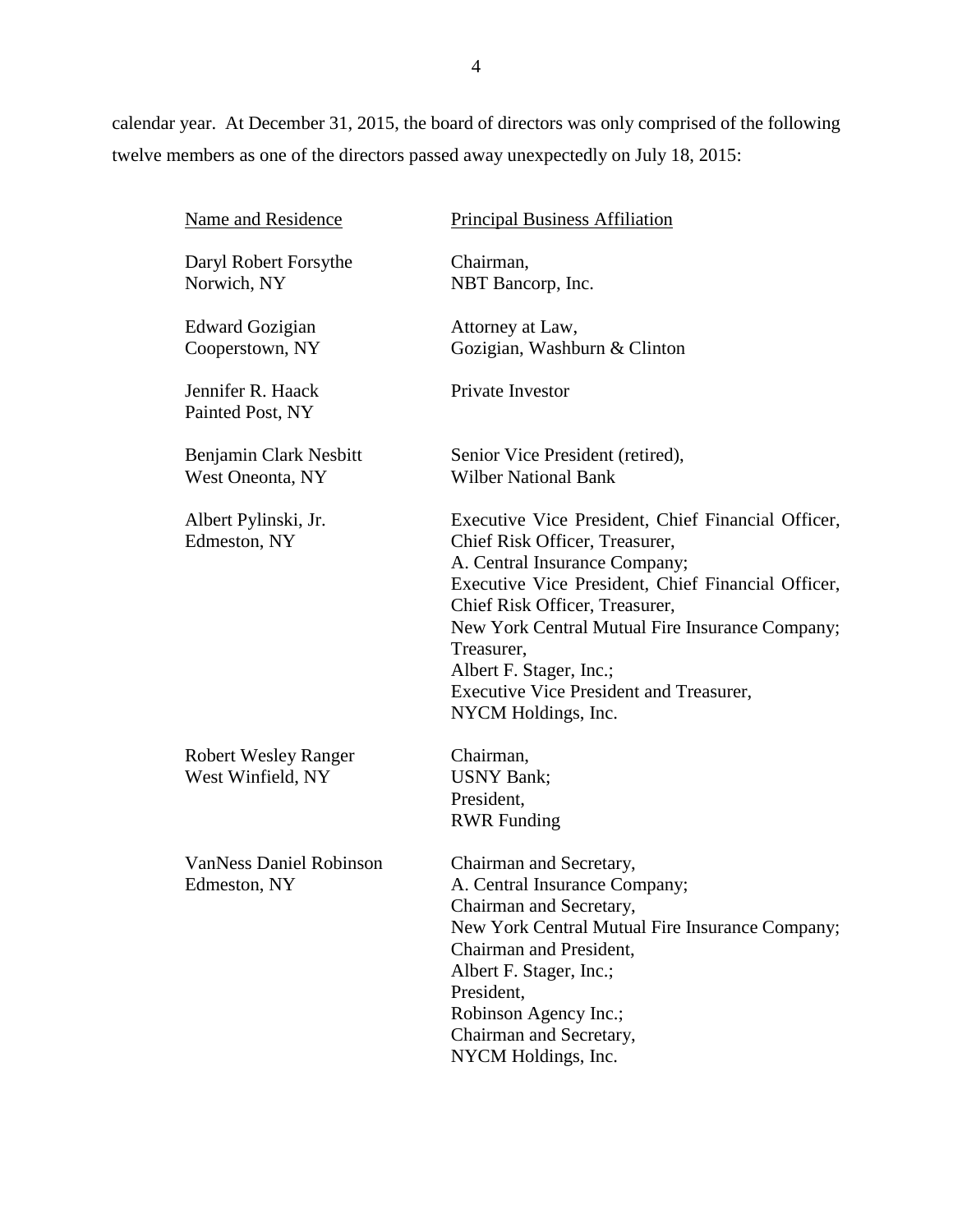calendar year. At December 31, 2015, the board of directors was only comprised of the following twelve members as one of the directors passed away unexpectedly on July 18, 2015:

| Name and Residence | Principal Business Affiliation |
| --- | --- |
| Daryl Robert Forsythe<br>Norwich, NY | Chairman,<br>NBT Bancorp, Inc. |
| Edward Gozigian<br>Cooperstown, NY | Attorney at Law,<br>Gozigian, Washburn & Clinton |
| Jennifer R. Haack<br>Painted Post, NY | Private Investor |
| Benjamin Clark Nesbitt<br>West Oneonta, NY | Senior Vice President (retired),<br>Wilber National Bank |
| Albert Pylinski, Jr.<br>Edmeston, NY | Executive Vice President, Chief Financial Officer, Chief Risk Officer, Treasurer,<br>A. Central Insurance Company;<br>Executive Vice President, Chief Financial Officer, Chief Risk Officer, Treasurer,<br>New York Central Mutual Fire Insurance Company;<br>Treasurer,<br>Albert F. Stager, Inc.;<br>Executive Vice President and Treasurer,<br>NYCM Holdings, Inc. |
| Robert Wesley Ranger<br>West Winfield, NY | Chairman,<br>USNY Bank;<br>President,<br>RWR Funding |
| VanNess Daniel Robinson<br>Edmeston, NY | Chairman and Secretary,<br>A. Central Insurance Company;<br>Chairman and Secretary,<br>New York Central Mutual Fire Insurance Company;<br>Chairman and President,<br>Albert F. Stager, Inc.;<br>President,<br>Robinson Agency Inc.;<br>Chairman and Secretary,<br>NYCM Holdings, Inc. |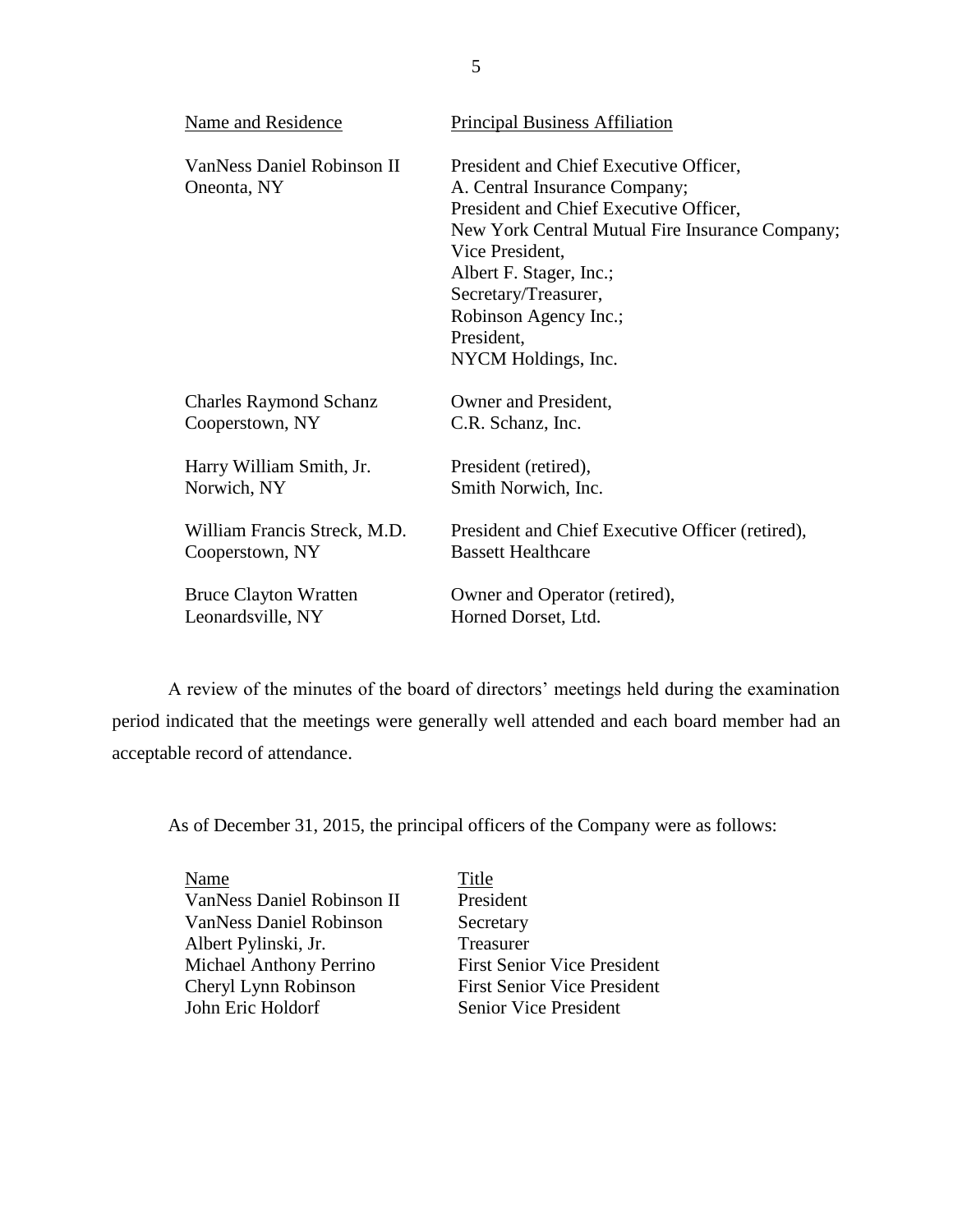| Name and Residence | Principal Business Affiliation |
|---|---|
| VanNess Daniel Robinson II<br>Oneonta, NY | President and Chief Executive Officer,<br>A. Central Insurance Company;<br>President and Chief Executive Officer,<br>New York Central Mutual Fire Insurance Company;<br>Vice President,<br>Albert F. Stager, Inc.;<br>Secretary/Treasurer,<br>Robinson Agency Inc.;<br>President,<br>NYCM Holdings, Inc. |
| Charles Raymond Schanz<br>Cooperstown, NY | Owner and President,<br>C.R. Schanz, Inc. |
| Harry William Smith, Jr.<br>Norwich, NY | President (retired),<br>Smith Norwich, Inc. |
| William Francis Streck, M.D.<br>Cooperstown, NY | President and Chief Executive Officer (retired),<br>Bassett Healthcare |
| Bruce Clayton Wratten<br>Leonardsville, NY | Owner and Operator (retired),<br>Horned Dorset, Ltd. |

A review of the minutes of the board of directors' meetings held during the examination period indicated that the meetings were generally well attended and each board member had an acceptable record of attendance.

As of December 31, 2015, the principal officers of the Company were as follows:

| Name | Title |
|---|---|
| VanNess Daniel Robinson II | President |
| VanNess Daniel Robinson | Secretary |
| Albert Pylinski, Jr. | Treasurer |
| Michael Anthony Perrino | First Senior Vice President |
| Cheryl Lynn Robinson | First Senior Vice President |
| John Eric Holdorf | Senior Vice President |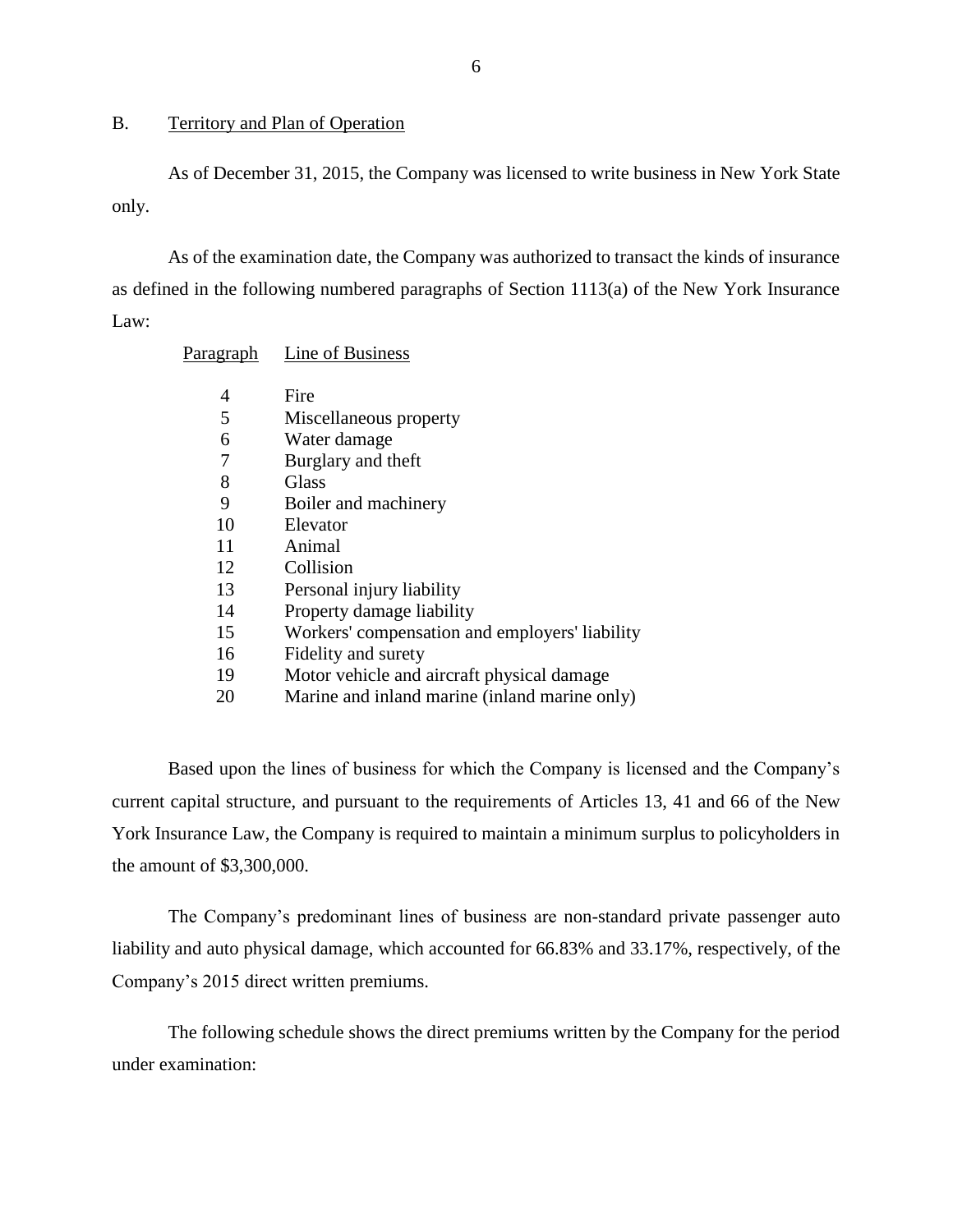## B. Territory and Plan of Operation

As of December 31, 2015, the Company was licensed to write business in New York State only.

As of the examination date, the Company was authorized to transact the kinds of insurance as defined in the following numbered paragraphs of Section 1113(a) of the New York Insurance Law:

| Paragraph | Line of Business |
|---|---|
| 4 | Fire |
| 5 | Miscellaneous property |
| 6 | Water damage |
| 7 | Burglary and theft |
| 8 | Glass |
| 9 | Boiler and machinery |
| 10 | Elevator |
| 11 | Animal |
| 12 | Collision |
| 13 | Personal injury liability |
| 14 | Property damage liability |
| 15 | Workers' compensation and employers' liability |
| 16 | Fidelity and surety |
| 19 | Motor vehicle and aircraft physical damage |
| 20 | Marine and inland marine (inland marine only) |

Based upon the lines of business for which the Company is licensed and the Company's current capital structure, and pursuant to the requirements of Articles 13, 41 and 66 of the New York Insurance Law, the Company is required to maintain a minimum surplus to policyholders in the amount of $3,300,000.

The Company's predominant lines of business are non-standard private passenger auto liability and auto physical damage, which accounted for 66.83% and 33.17%, respectively, of the Company's 2015 direct written premiums.

The following schedule shows the direct premiums written by the Company for the period under examination: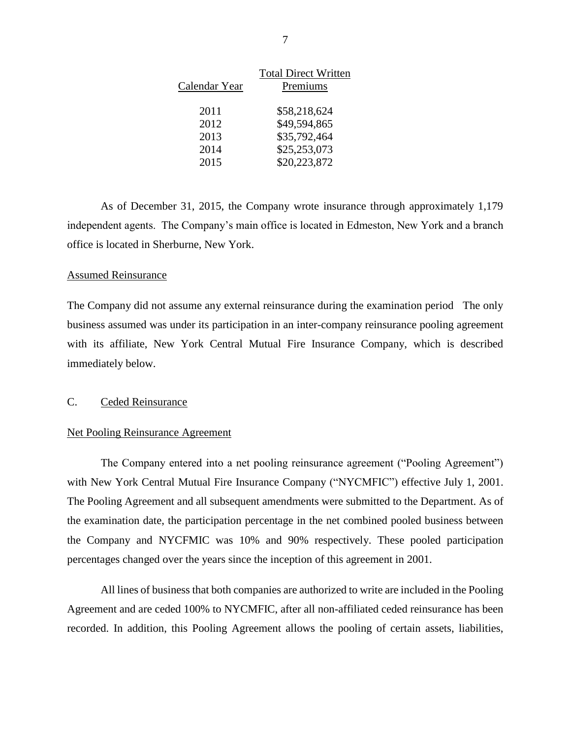| Calendar Year | Total Direct Written Premiums |
|---|---|
| 2011 | $58,218,624 |
| 2012 | $49,594,865 |
| 2013 | $35,792,464 |
| 2014 | $25,253,073 |
| 2015 | $20,223,872 |

As of December 31, 2015, the Company wrote insurance through approximately 1,179 independent agents. The Company's main office is located in Edmeston, New York and a branch office is located in Sherburne, New York.

Assumed Reinsurance

The Company did not assume any external reinsurance during the examination period The only business assumed was under its participation in an inter-company reinsurance pooling agreement with its affiliate, New York Central Mutual Fire Insurance Company, which is described immediately below.

C. Ceded Reinsurance

Net Pooling Reinsurance Agreement

The Company entered into a net pooling reinsurance agreement ("Pooling Agreement") with New York Central Mutual Fire Insurance Company ("NYCMFIC") effective July 1, 2001. The Pooling Agreement and all subsequent amendments were submitted to the Department. As of the examination date, the participation percentage in the net combined pooled business between the Company and NYCFMIC was 10% and 90% respectively. These pooled participation percentages changed over the years since the inception of this agreement in 2001.

All lines of business that both companies are authorized to write are included in the Pooling Agreement and are ceded 100% to NYCMFIC, after all non-affiliated ceded reinsurance has been recorded. In addition, this Pooling Agreement allows the pooling of certain assets, liabilities,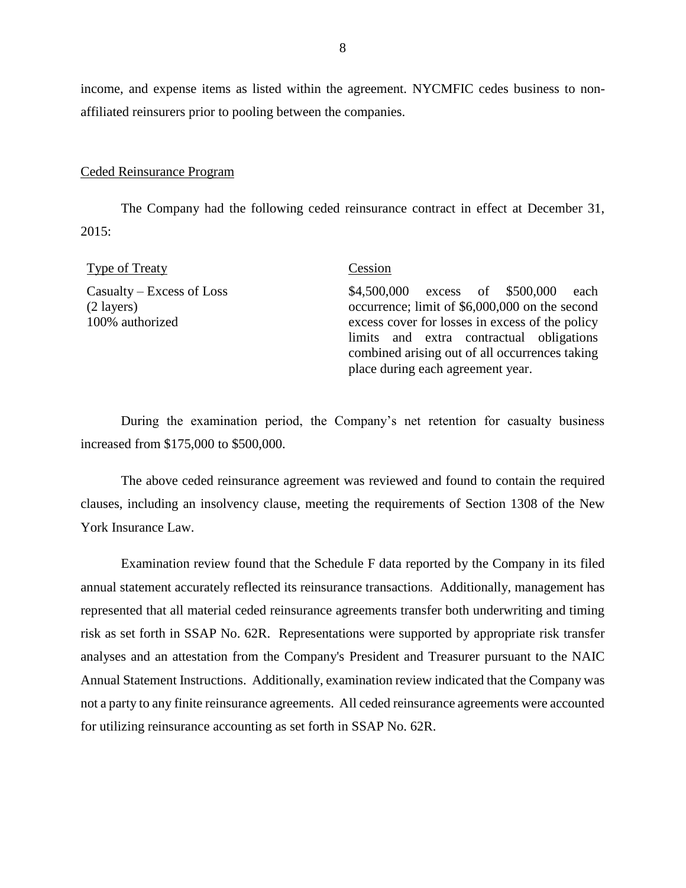income, and expense items as listed within the agreement. NYCMFIC cedes business to non-affiliated reinsurers prior to pooling between the companies.

## Ceded Reinsurance Program

The Company had the following ceded reinsurance contract in effect at December 31, 2015:

| Type of Treaty | Cession |
| --- | --- |
| Casualty – Excess of Loss (2 layers) 100% authorized | $4,500,000 excess of $500,000 each occurrence; limit of $6,000,000 on the second excess cover for losses in excess of the policy limits and extra contractual obligations combined arising out of all occurrences taking place during each agreement year. |

During the examination period, the Company's net retention for casualty business increased from $175,000 to $500,000.

The above ceded reinsurance agreement was reviewed and found to contain the required clauses, including an insolvency clause, meeting the requirements of Section 1308 of the New York Insurance Law.

Examination review found that the Schedule F data reported by the Company in its filed annual statement accurately reflected its reinsurance transactions. Additionally, management has represented that all material ceded reinsurance agreements transfer both underwriting and timing risk as set forth in SSAP No. 62R. Representations were supported by appropriate risk transfer analyses and an attestation from the Company's President and Treasurer pursuant to the NAIC Annual Statement Instructions. Additionally, examination review indicated that the Company was not a party to any finite reinsurance agreements. All ceded reinsurance agreements were accounted for utilizing reinsurance accounting as set forth in SSAP No. 62R.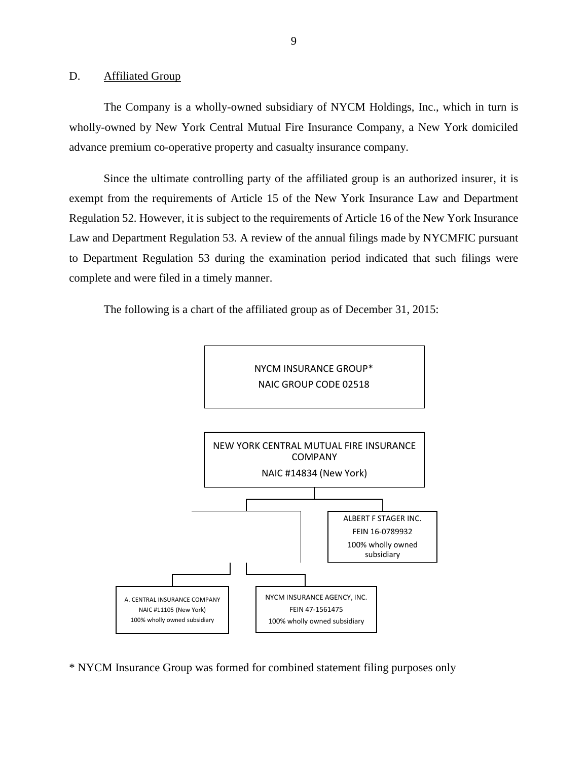D. Affiliated Group

The Company is a wholly-owned subsidiary of NYCM Holdings, Inc., which in turn is wholly-owned by New York Central Mutual Fire Insurance Company, a New York domiciled advance premium co-operative property and casualty insurance company.

Since the ultimate controlling party of the affiliated group is an authorized insurer, it is exempt from the requirements of Article 15 of the New York Insurance Law and Department Regulation 52. However, it is subject to the requirements of Article 16 of the New York Insurance Law and Department Regulation 53. A review of the annual filings made by NYCMFIC pursuant to Department Regulation 53 during the examination period indicated that such filings were complete and were filed in a timely manner.

The following is a chart of the affiliated group as of December 31, 2015:

NYCM INSURANCE GROUP*
NAIC GROUP CODE 02518

NEW YORK CENTRAL MUTUAL FIRE INSURANCE COMPANY
NAIC #14834 (New York)

ALBERT F STAGER INC.
FEIN 16-0789932
100% wholly owned subsidiary

A. CENTRAL INSURANCE COMPANY
NAIC #11105 (New York)
100% wholly owned subsidiary

NYCM INSURANCE AGENCY, INC.
FEIN 47-1561475
100% wholly owned subsidiary

* NYCM Insurance Group was formed for combined statement filing purposes only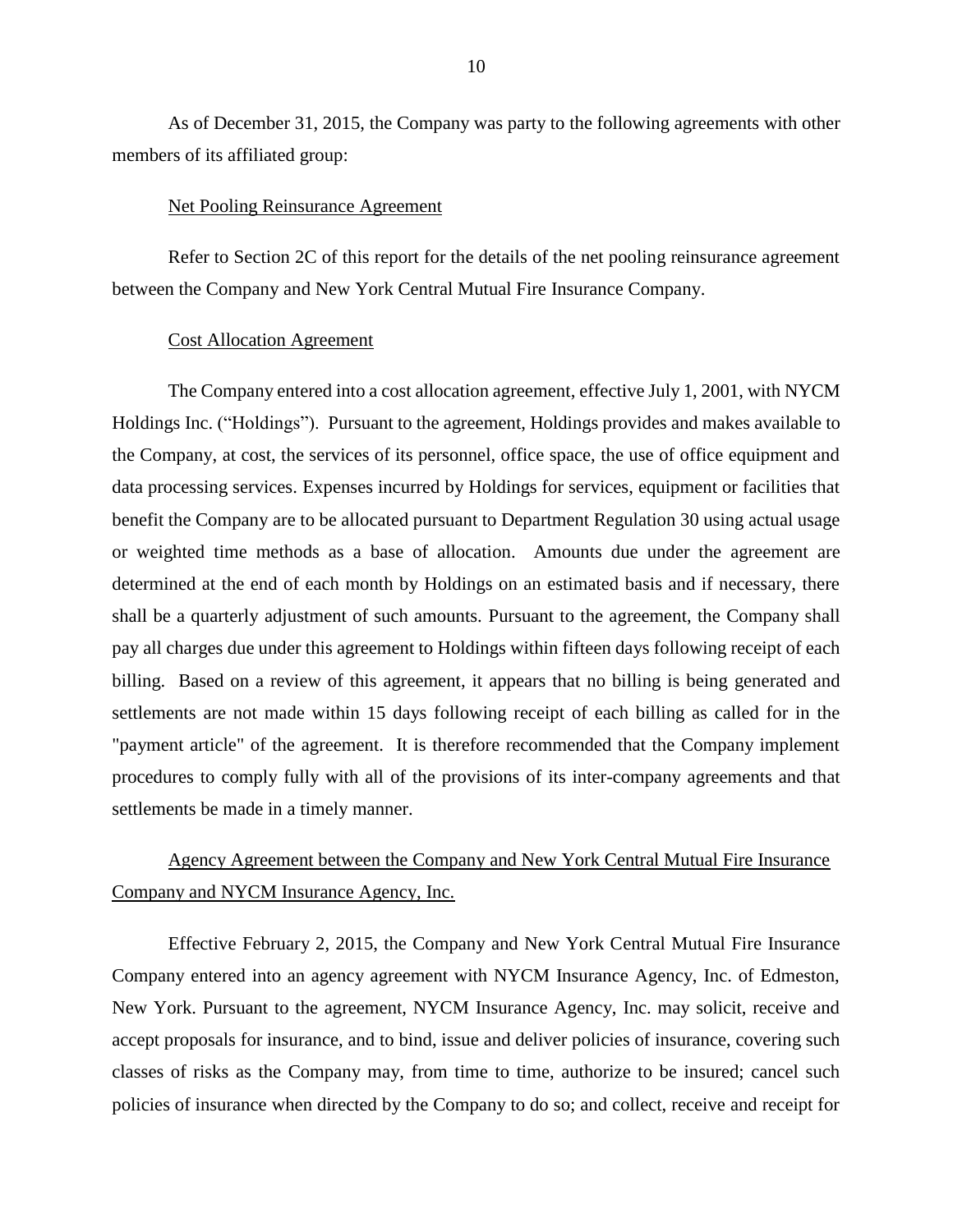As of December 31, 2015, the Company was party to the following agreements with other members of its affiliated group:

Net Pooling Reinsurance Agreement

Refer to Section 2C of this report for the details of the net pooling reinsurance agreement between the Company and New York Central Mutual Fire Insurance Company.

Cost Allocation Agreement

The Company entered into a cost allocation agreement, effective July 1, 2001, with NYCM Holdings Inc. ("Holdings"). Pursuant to the agreement, Holdings provides and makes available to the Company, at cost, the services of its personnel, office space, the use of office equipment and data processing services. Expenses incurred by Holdings for services, equipment or facilities that benefit the Company are to be allocated pursuant to Department Regulation 30 using actual usage or weighted time methods as a base of allocation. Amounts due under the agreement are determined at the end of each month by Holdings on an estimated basis and if necessary, there shall be a quarterly adjustment of such amounts. Pursuant to the agreement, the Company shall pay all charges due under this agreement to Holdings within fifteen days following receipt of each billing. Based on a review of this agreement, it appears that no billing is being generated and settlements are not made within 15 days following receipt of each billing as called for in the "payment article" of the agreement. It is therefore recommended that the Company implement procedures to comply fully with all of the provisions of its inter-company agreements and that settlements be made in a timely manner.

Agency Agreement between the Company and New York Central Mutual Fire Insurance Company and NYCM Insurance Agency, Inc.

Effective February 2, 2015, the Company and New York Central Mutual Fire Insurance Company entered into an agency agreement with NYCM Insurance Agency, Inc. of Edmeston, New York. Pursuant to the agreement, NYCM Insurance Agency, Inc. may solicit, receive and accept proposals for insurance, and to bind, issue and deliver policies of insurance, covering such classes of risks as the Company may, from time to time, authorize to be insured; cancel such policies of insurance when directed by the Company to do so; and collect, receive and receipt for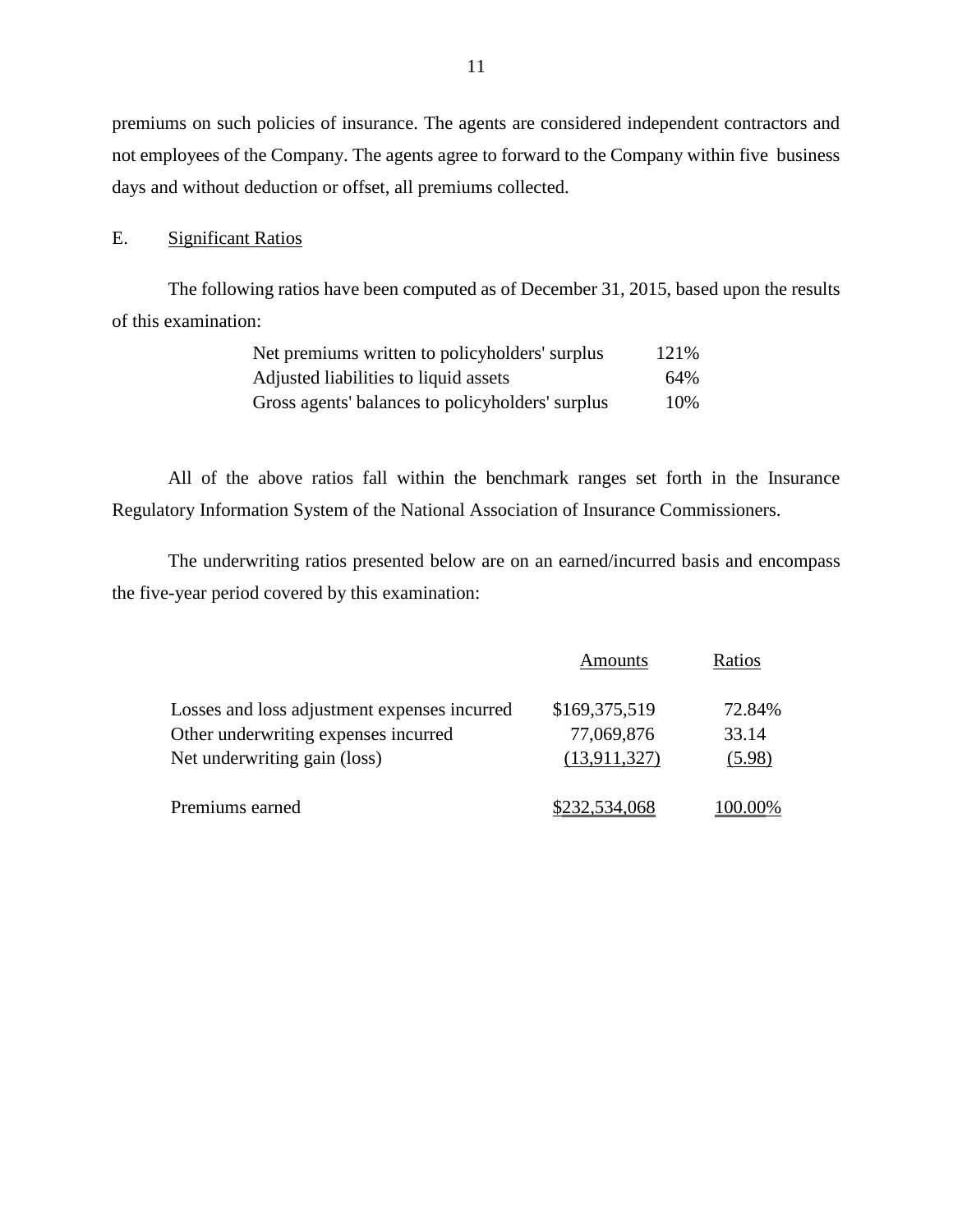premiums on such policies of insurance. The agents are considered independent contractors and not employees of the Company. The agents agree to forward to the Company within five business days and without deduction or offset, all premiums collected.

E. Significant Ratios

The following ratios have been computed as of December 31, 2015, based upon the results of this examination:

| | |
|---|---|
| Net premiums written to policyholders' surplus | 121% |
| Adjusted liabilities to liquid assets | 64% |
| Gross agents' balances to policyholders' surplus | 10% |

All of the above ratios fall within the benchmark ranges set forth in the Insurance Regulatory Information System of the National Association of Insurance Commissioners.

The underwriting ratios presented below are on an earned/incurred basis and encompass the five-year period covered by this examination:

| | Amounts | Ratios |
|---|---|---|
| Losses and loss adjustment expenses incurred | $169,375,519 | 72.84% |
| Other underwriting expenses incurred | 77,069,876 | 33.14 |
| Net underwriting gain (loss) | (13,911,327) | (5.98) |
| Premiums earned | $232,534,068 | 100.00% |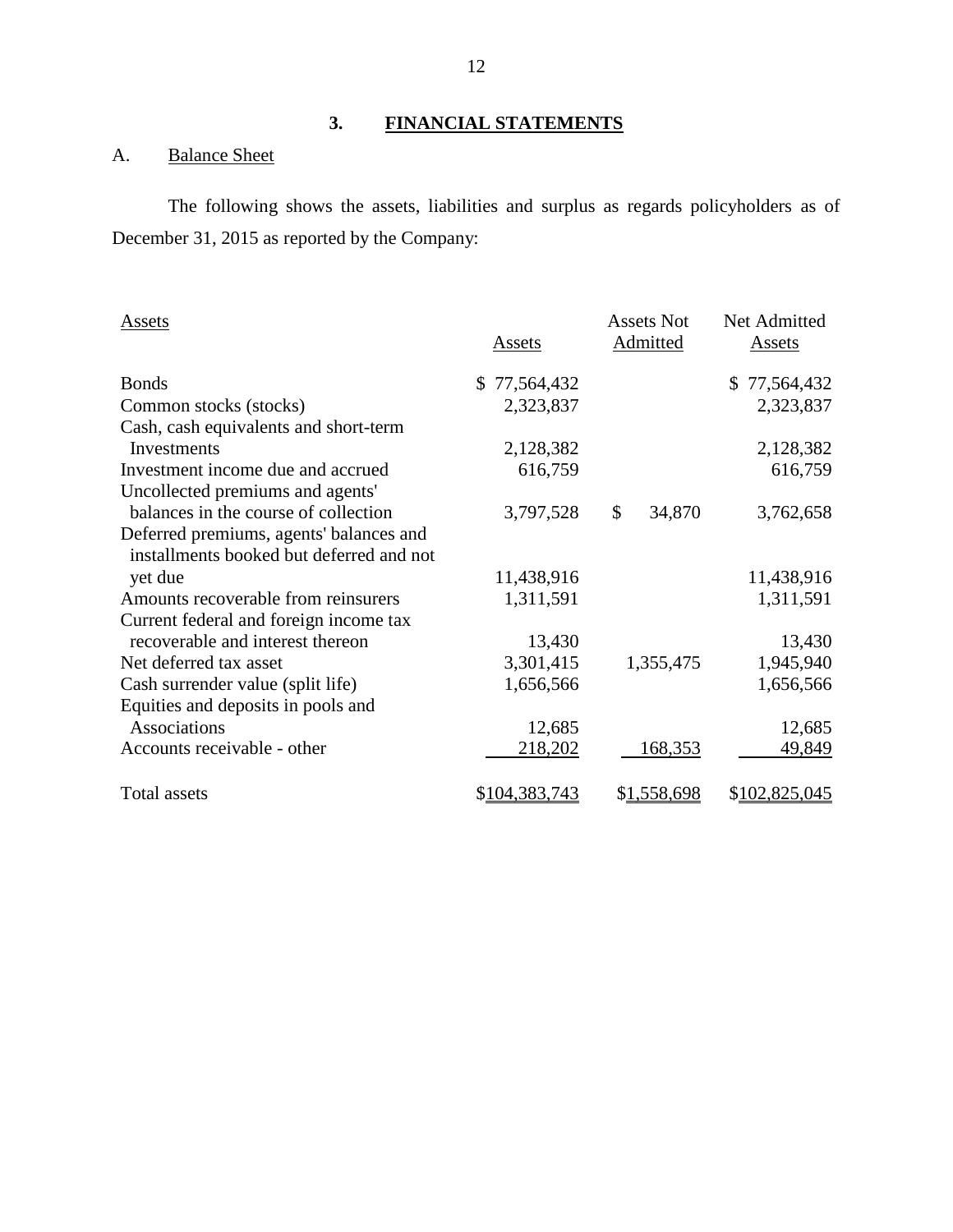## 3. FINANCIAL STATEMENTS

A. Balance Sheet

The following shows the assets, liabilities and surplus as regards policyholders as of December 31, 2015 as reported by the Company:

| Assets | Assets | Assets Not Admitted | Net Admitted Assets |
|---|---|---|---|
| Bonds | $ 77,564,432 | | $ 77,564,432 |
| Common stocks (stocks) | 2,323,837 | | 2,323,837 |
| Cash, cash equivalents and short-term Investments | 2,128,382 | | 2,128,382 |
| Investment income due and accrued | 616,759 | | 616,759 |
| Uncollected premiums and agents' balances in the course of collection | 3,797,528 | $ 34,870 | 3,762,658 |
| Deferred premiums, agents' balances and installments booked but deferred and not yet due | 11,438,916 | | 11,438,916 |
| Amounts recoverable from reinsurers | 1,311,591 | | 1,311,591 |
| Current federal and foreign income tax recoverable and interest thereon | 13,430 | | 13,430 |
| Net deferred tax asset | 3,301,415 | 1,355,475 | 1,945,940 |
| Cash surrender value (split life) | 1,656,566 | | 1,656,566 |
| Equities and deposits in pools and Associations | 12,685 | | 12,685 |
| Accounts receivable - other | 218,202 | 168,353 | 49,849 |
| Total assets | $104,383,743 | $1,558,698 | $102,825,045 |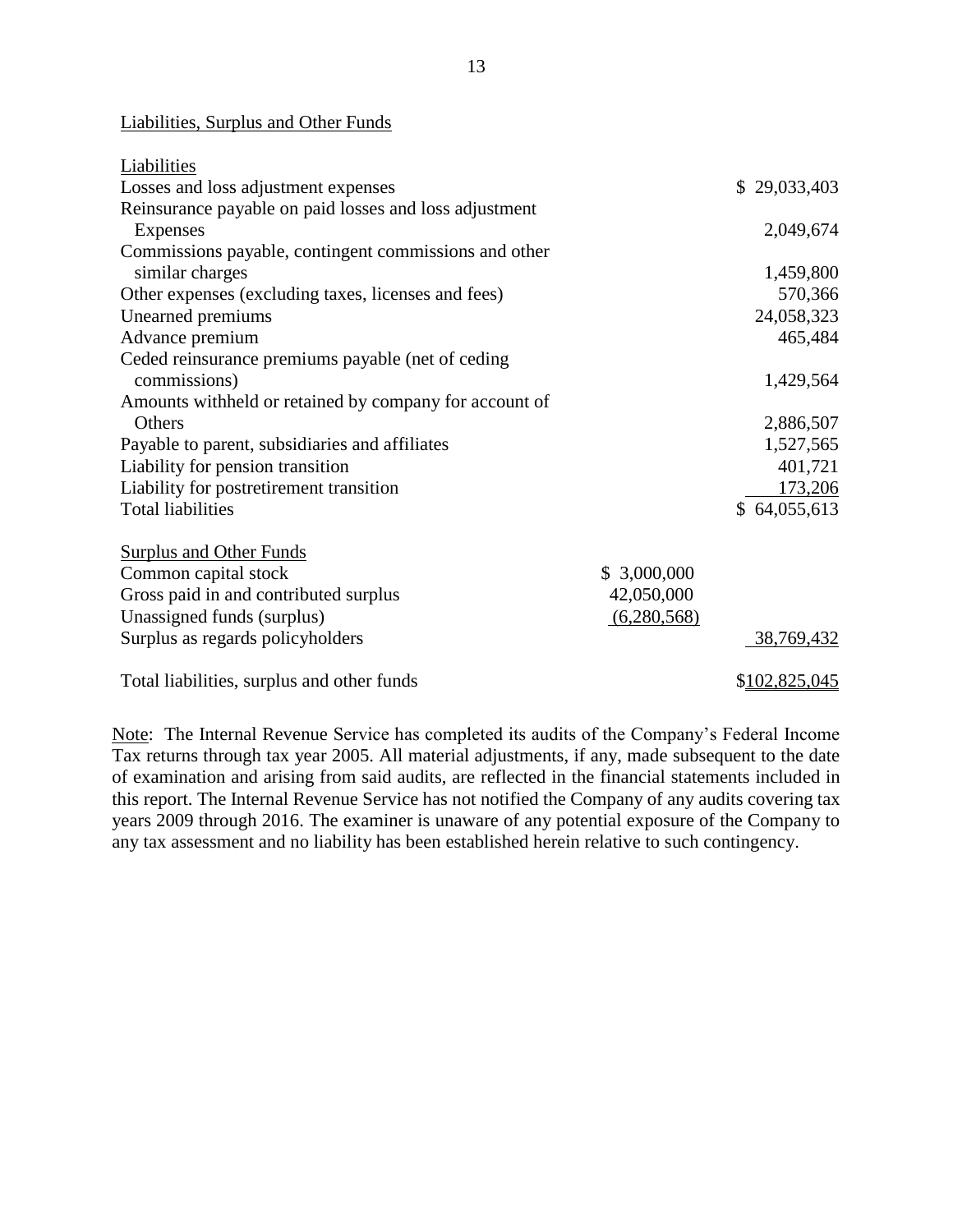Liabilities, Surplus and Other Funds

| Liabilities | | |
|---|---|---|
| Losses and loss adjustment expenses | | $ 29,033,403 |
| Reinsurance payable on paid losses and loss adjustment Expenses | | 2,049,674 |
| Commissions payable, contingent commissions and other similar charges | | 1,459,800 |
| Other expenses (excluding taxes, licenses and fees) | | 570,366 |
| Unearned premiums | | 24,058,323 |
| Advance premium | | 465,484 |
| Ceded reinsurance premiums payable (net of ceding commissions) | | 1,429,564 |
| Amounts withheld or retained by company for account of Others | | 2,886,507 |
| Payable to parent, subsidiaries and affiliates | | 1,527,565 |
| Liability for pension transition | | 401,721 |
| Liability for postretirement transition | | 173,206 |
| Total liabilities | | $ 64,055,613 |
| | | |
| Surplus and Other Funds | | |
| Common capital stock | $ 3,000,000 | |
| Gross paid in and contributed surplus | 42,050,000 | |
| Unassigned funds (surplus) | (6,280,568) | |
| Surplus as regards policyholders | | 38,769,432 |
| | | |
| Total liabilities, surplus and other funds | | $102,825,045 |

Note: The Internal Revenue Service has completed its audits of the Company's Federal Income Tax returns through tax year 2005. All material adjustments, if any, made subsequent to the date of examination and arising from said audits, are reflected in the financial statements included in this report. The Internal Revenue Service has not notified the Company of any audits covering tax years 2009 through 2016. The examiner is unaware of any potential exposure of the Company to any tax assessment and no liability has been established herein relative to such contingency.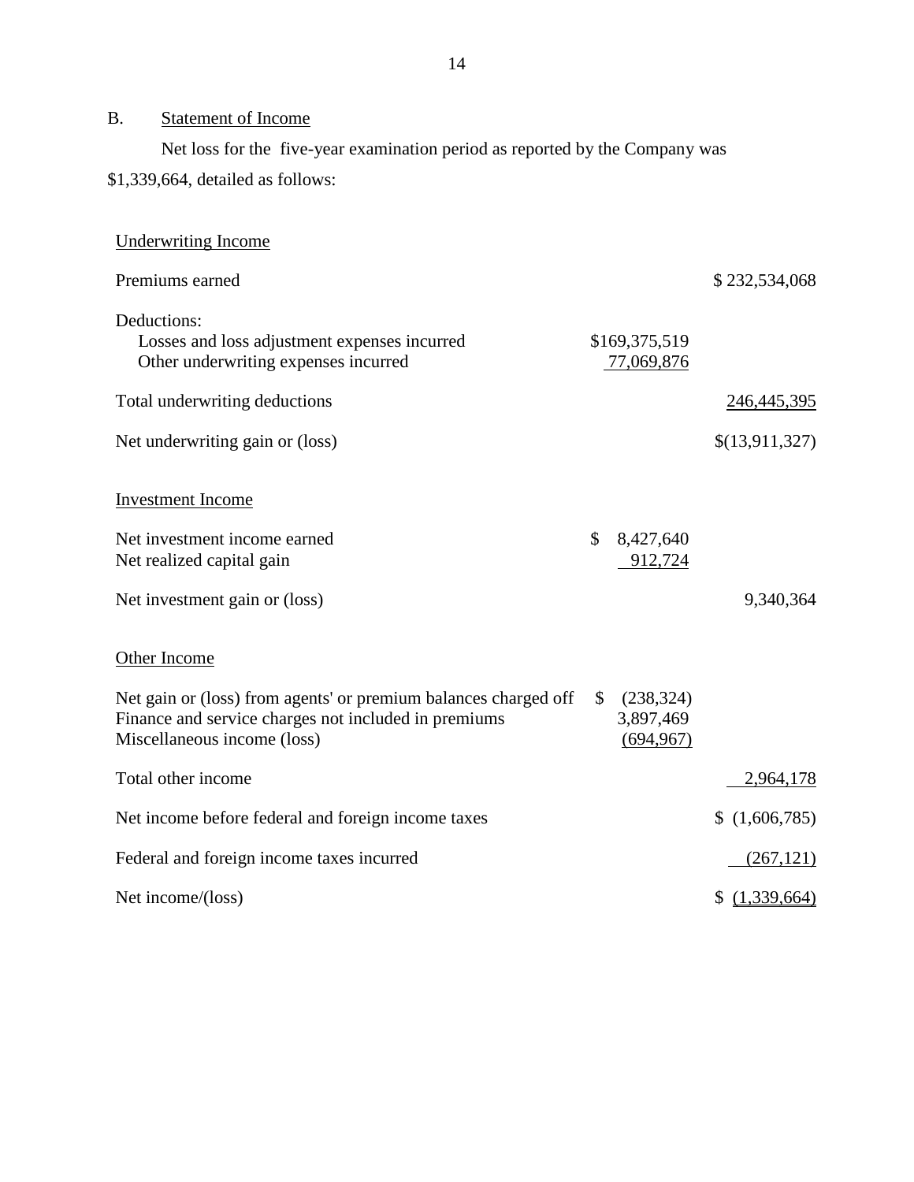## B. Statement of Income

Net loss for the five-year examination period as reported by the Company was $1,339,664, detailed as follows:

| | | |
|---|---|---|
| Underwriting Income | | |
| Premiums earned | | $ 232,534,068 |
| Deductions: | | |
| Losses and loss adjustment expenses incurred | $169,375,519 | |
| Other underwriting expenses incurred | 77,069,876 | |
| Total underwriting deductions | | 246,445,395 |
| Net underwriting gain or (loss) | | $(13,911,327) |
| Investment Income | | |
| Net investment income earned | $ 8,427,640 | |
| Net realized capital gain | 912,724 | |
| Net investment gain or (loss) | | 9,340,364 |
| Other Income | | |
| Net gain or (loss) from agents' or premium balances charged off | $ (238,324) | |
| Finance and service charges not included in premiums | 3,897,469 | |
| Miscellaneous income (loss) | (694,967) | |
| Total other income | | 2,964,178 |
| Net income before federal and foreign income taxes | | $ (1,606,785) |
| Federal and foreign income taxes incurred | | (267,121) |
| Net income/(loss) | | $ (1,339,664) |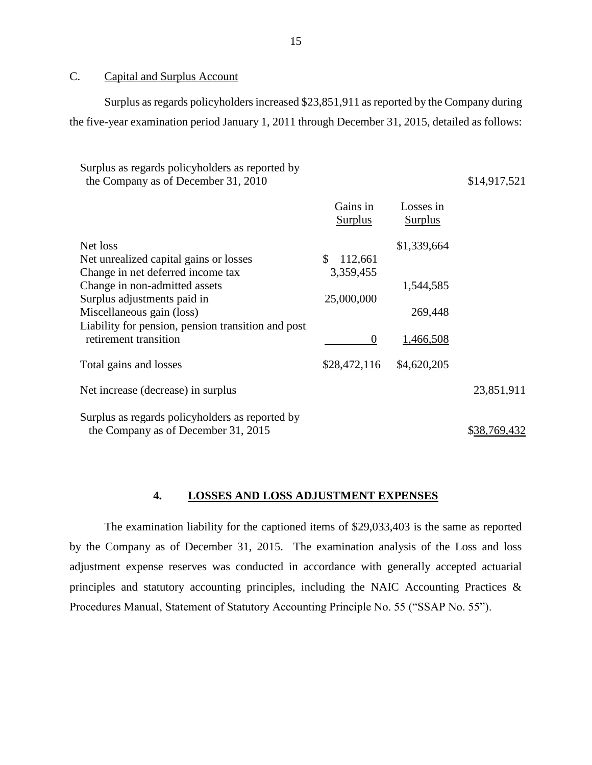C. Capital and Surplus Account

Surplus as regards policyholders increased $23,851,911 as reported by the Company during the five-year examination period January 1, 2011 through December 31, 2015, detailed as follows:

| | Gains in Surplus | Losses in Surplus | |
|---|---|---|---|
| Surplus as regards policyholders as reported by the Company as of December 31, 2010 | | | $14,917,521 |
| Net loss | | $1,339,664 | |
| Net unrealized capital gains or losses | $ 112,661 | | |
| Change in net deferred income tax | 3,359,455 | | |
| Change in non-admitted assets | | 1,544,585 | |
| Surplus adjustments paid in | 25,000,000 | | |
| Miscellaneous gain (loss) | | 269,448 | |
| Liability for pension, pension transition and post retirement transition | 0 | 1,466,508 | |
| Total gains and losses | $28,472,116 | $4,620,205 | |
| Net increase (decrease) in surplus | | | 23,851,911 |
| Surplus as regards policyholders as reported by the Company as of December 31, 2015 | | | $38,769,432 |

## 4. LOSSES AND LOSS ADJUSTMENT EXPENSES

The examination liability for the captioned items of $29,033,403 is the same as reported by the Company as of December 31, 2015. The examination analysis of the Loss and loss adjustment expense reserves was conducted in accordance with generally accepted actuarial principles and statutory accounting principles, including the NAIC Accounting Practices & Procedures Manual, Statement of Statutory Accounting Principle No. 55 ("SSAP No. 55").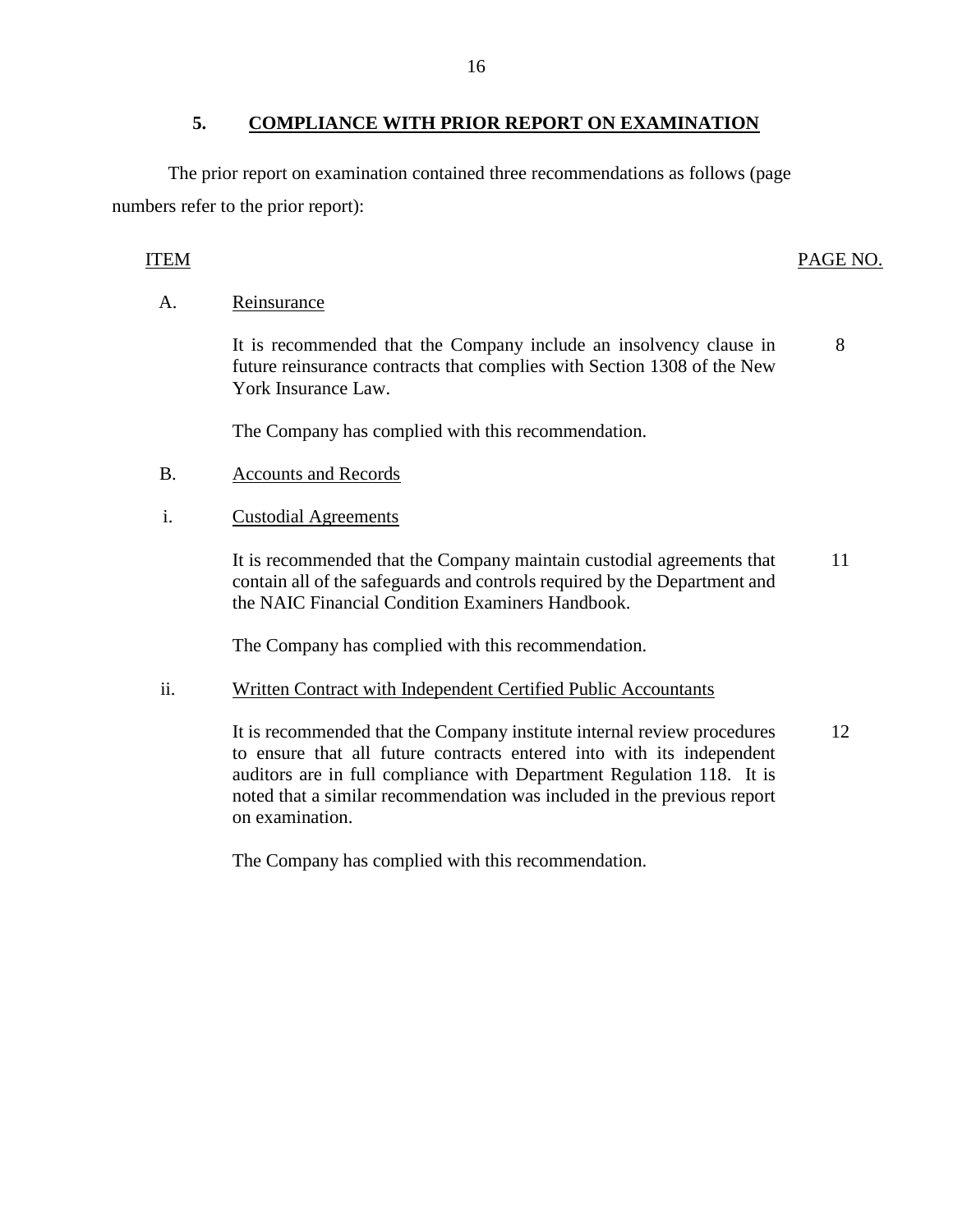## 5. COMPLIANCE WITH PRIOR REPORT ON EXAMINATION

The prior report on examination contained three recommendations as follows (page numbers refer to the prior report):

| ITEM | | PAGE NO. |
|---|---|---|
| A. | Reinsurance | |
| | It is recommended that the Company include an insolvency clause in future reinsurance contracts that complies with Section 1308 of the New York Insurance Law. | 8 |
| | The Company has complied with this recommendation. | |
| B. | Accounts and Records | |
| i. | Custodial Agreements | |
| | It is recommended that the Company maintain custodial agreements that contain all of the safeguards and controls required by the Department and the NAIC Financial Condition Examiners Handbook. | 11 |
| | The Company has complied with this recommendation. | |
| ii. | Written Contract with Independent Certified Public Accountants | |
| | It is recommended that the Company institute internal review procedures to ensure that all future contracts entered into with its independent auditors are in full compliance with Department Regulation 118. It is noted that a similar recommendation was included in the previous report on examination. | 12 |
| | The Company has complied with this recommendation. | |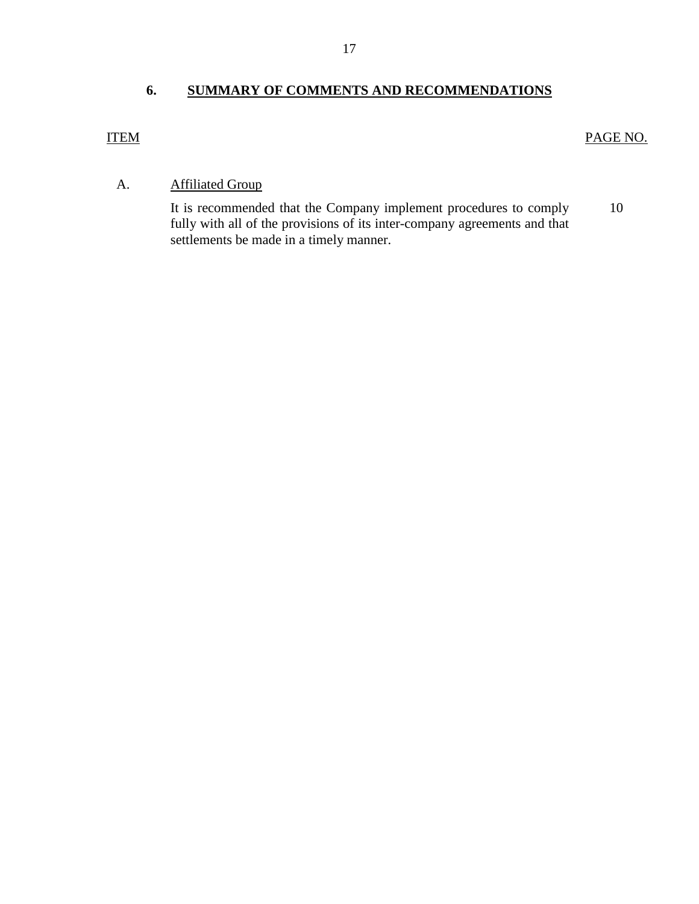## 6. SUMMARY OF COMMENTS AND RECOMMENDATIONS

| ITEM | | PAGE NO. |
|---|---|---|
| A. | Affiliated Group | |
| | It is recommended that the Company implement procedures to comply fully with all of the provisions of its inter-company agreements and that settlements be made in a timely manner. | 10 |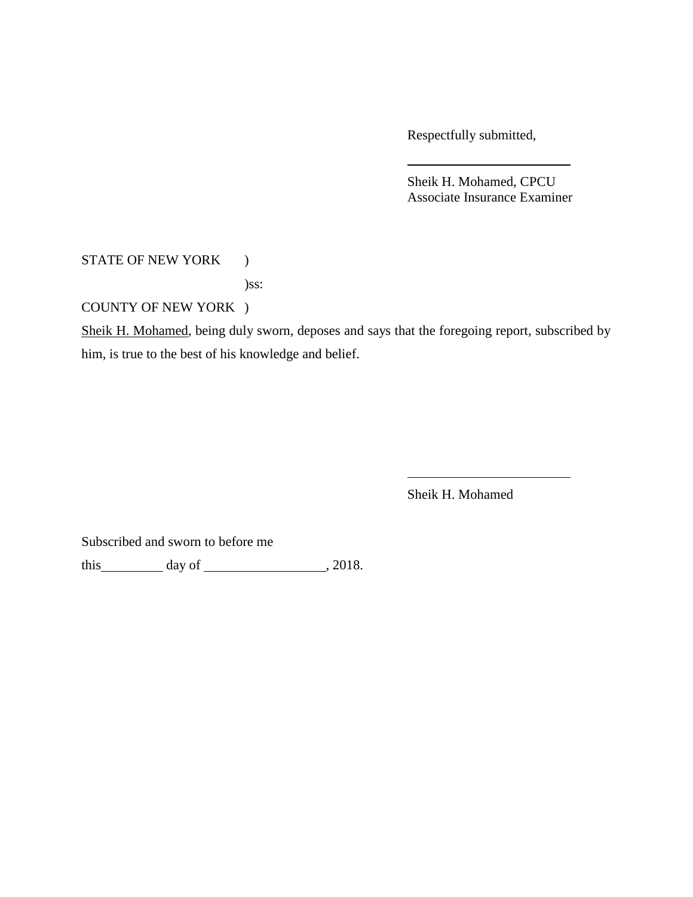Respectfully submitted,

\_\_\_\_\_\_\_\_\_\_\_\_\_\_\_\_\_\_\_\_\_\_\_\_

Sheik H. Mohamed, CPCU
Associate Insurance Examiner

STATE OF NEW YORK )
)ss:
COUNTY OF NEW YORK )

<u>Sheik H. Mohamed</u>, being duly sworn, deposes and says that the foregoing report, subscribed by him, is true to the best of his knowledge and belief.

\_\_\_\_\_\_\_\_\_\_\_\_\_\_\_\_\_\_\_\_\_\_\_\_

Sheik H. Mohamed

Subscribed and sworn to before me

this\_\_\_\_\_\_\_\_\_ day of \_\_\_\_\_\_\_\_\_\_\_\_\_\_\_\_\_\_, 2018.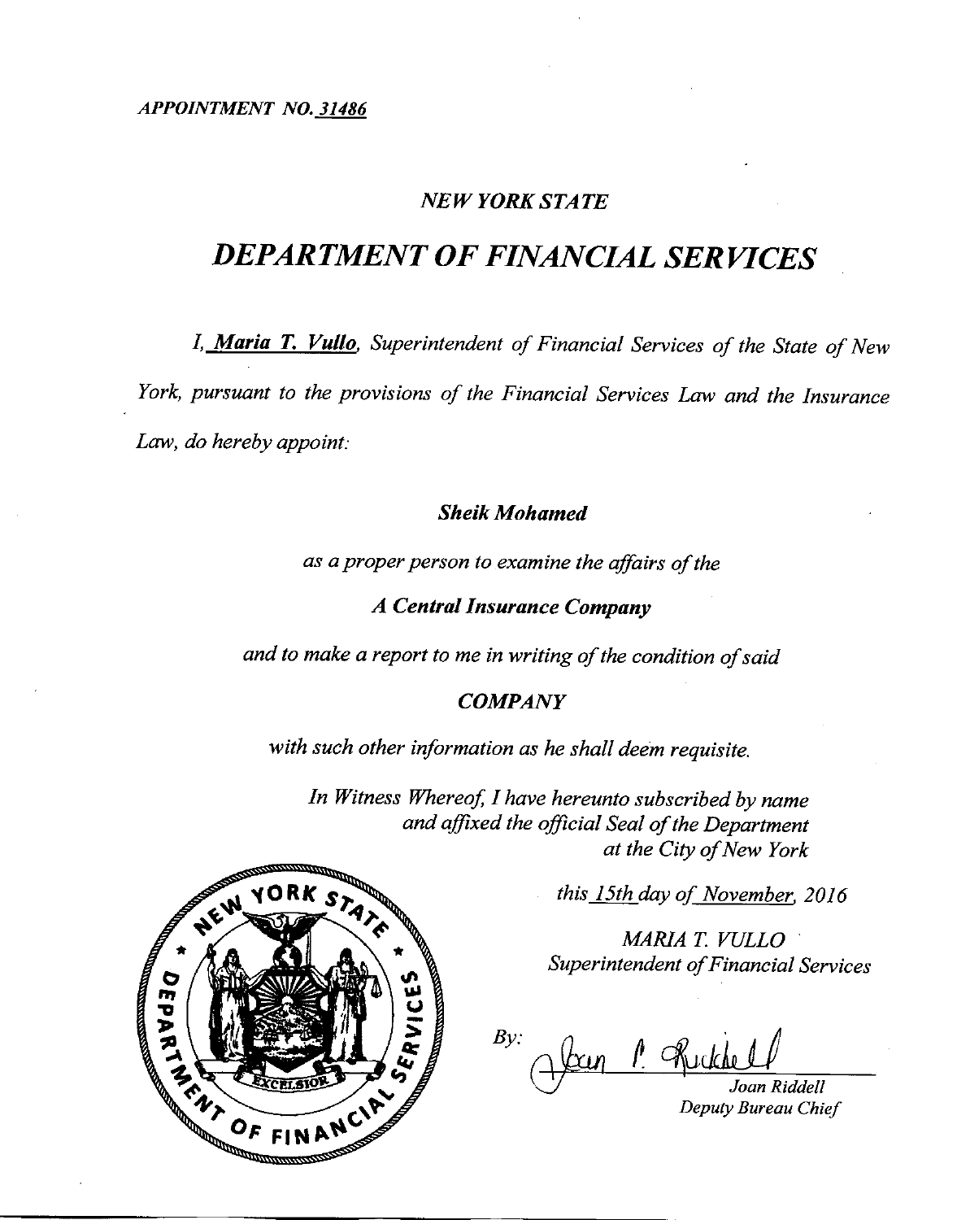*APPOINTMENT NO. 31486*

## *NEW YORK STATE*

# *DEPARTMENT OF FINANCIAL SERVICES*

*I, **Maria T. Vullo**, Superintendent of Financial Services of the State of New York, pursuant to the provisions of the Financial Services Law and the Insurance Law, do hereby appoint:*

***Sheik Mohamed***

*as a proper person to examine the affairs of the*

***A Central Insurance Company***

*and to make a report to me in writing of the condition of said*

***COMPANY***

*with such other information as he shall deem requisite.*

*In Witness Whereof, I have hereunto subscribed by name and affixed the official Seal of the Department at the City of New York*

*this 15th day of November, 2016*

*MARIA T. VULLO*
*Superintendent of Financial Services*

*By:*

*Joan Riddell*
*Deputy Bureau Chief*

NEW YORK STATE DEPARTMENT OF FINANCIAL SERVICES

EXCELSIOR